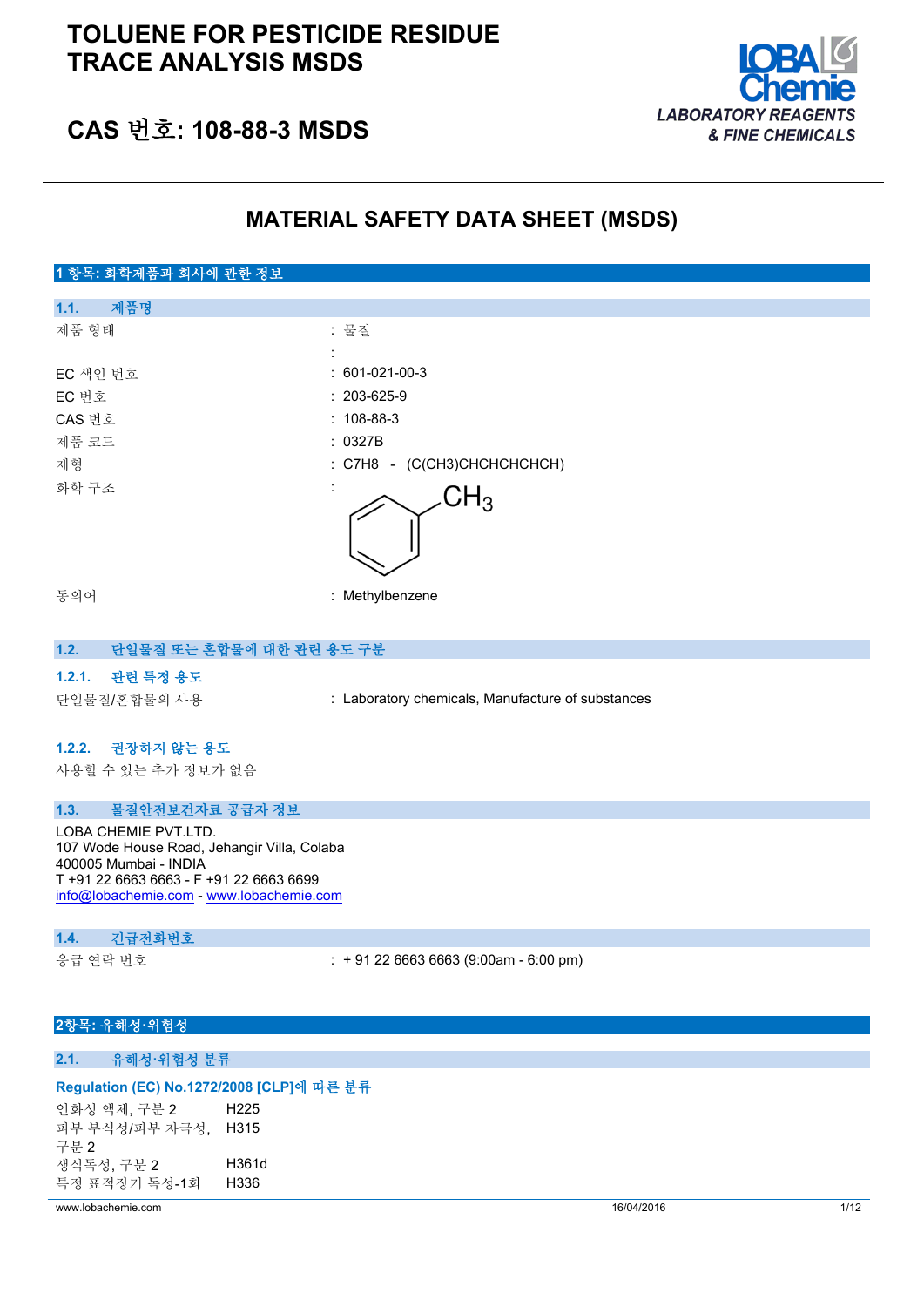# TOLUENE FOR PESTICIDE RESIDUE TRACE ANALYSIS MSDS

## CAS 번호: 108-88-3 MSDS

LOBA Chemie
LABORATORY REAGENTS & FINE CHEMICALS

## MATERIAL SAFETY DATA SHEET (MSDS)

### 1 항목: 화학제품과 회사에 관한 정보

#### 1.1. 제품명

| | |
|---|---|
| 제품 형태 | : 물질 |
| | : |
| EC 색인 번호 | : 601-021-00-3 |
| EC 번호 | : 203-625-9 |
| CAS 번호 | : 108-88-3 |
| 제품 코드 | : 0327B |
| 제형 | : C7H8 - (C(CH3)CHCHCHCHCH) |
| 화학 구조 | : |
| 동의어 | : Methylbenzene |

#### 1.2. 단일물질 또는 혼합물에 대한 관련 용도 구분

##### 1.2.1. 관련 특정 용도

단일물질/혼합물의 사용 : Laboratory chemicals, Manufacture of substances

##### 1.2.2. 권장하지 않는 용도

사용할 수 있는 추가 정보가 없음

#### 1.3. 물질안전보건자료 공급자 정보

LOBA CHEMIE PVT.LTD.
107 Wode House Road, Jehangir Villa, Colaba
400005 Mumbai - INDIA
T +91 22 6663 6663 - F +91 22 6663 6699
info@lobachemie.com - www.lobachemie.com

#### 1.4. 긴급전화번호

응급 연락 번호 : + 91 22 6663 6663 (9:00am - 6:00 pm)

### 2항목: 유해성·위험성

#### 2.1. 유해성·위험성 분류

**Regulation (EC) No.1272/2008 [CLP]에 따른 분류**

| | |
|---|---|
| 인화성 액체, 구분 2 | H225 |
| 피부 부식성/피부 자극성, 구분 2 | H315 |
| 생식독성, 구분 2 | H361d |
| 특정 표적장기 독성-1회 | H336 |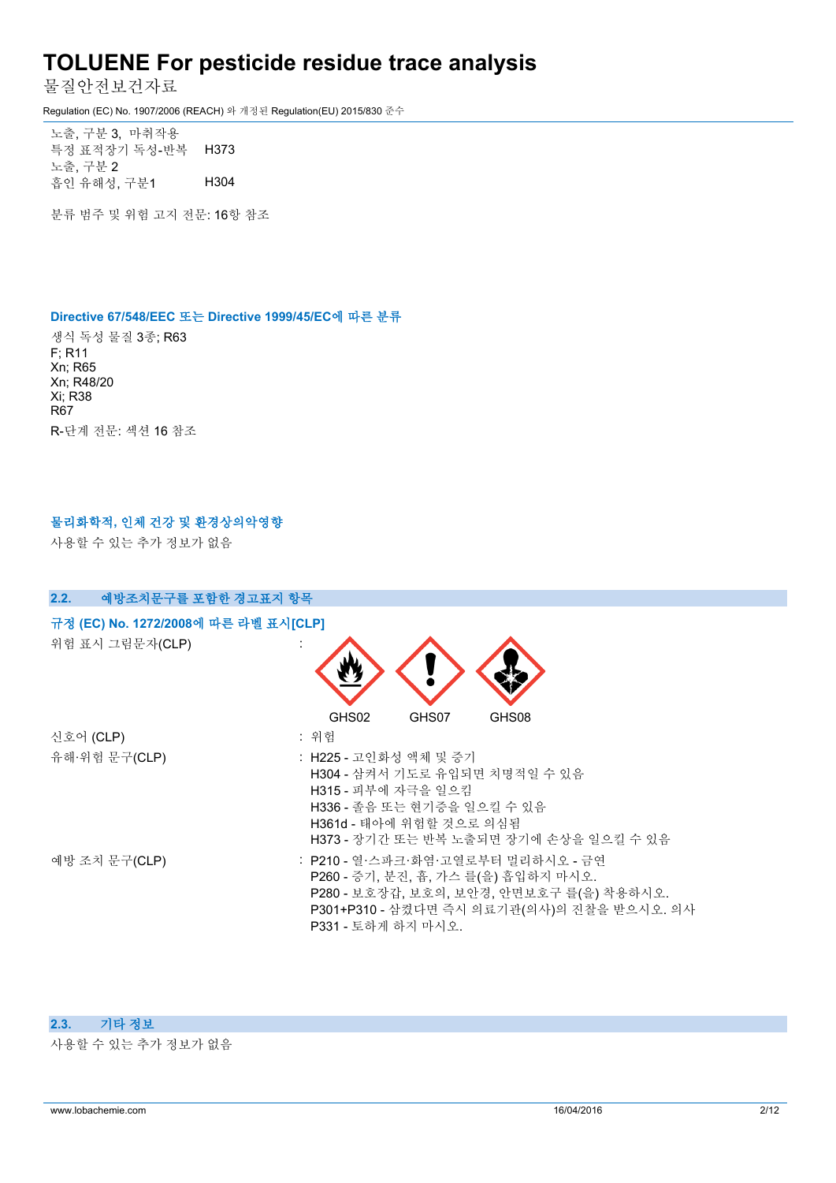노출, 구분 3, 마취작용

| | |
|---|---|
| 특정 표적장기 독성-반복 노출, 구분 2 | H373 |
| 흡인 유해성, 구분1 | H304 |

분류 범주 및 위험 고지 전문: 16항 참조

### Directive 67/548/EEC 또는 Directive 1999/45/EC에 따른 분류

생식 독성 물질 3종; R63
F; R11
Xn; R65
Xn; R48/20
Xi; R38
R67

R-단계 전문: 섹션 16 참조

### 물리화학적, 인체 건강 및 환경상의악영향

사용할 수 있는 추가 정보가 없음

## 2.2. 예방조치문구를 포함한 경고표지 항목

### 규정 (EC) No. 1272/2008에 따른 라벨 표시[CLP]

위험 표시 그림문자(CLP) :

GHS02 GHS07 GHS08

신호어 (CLP) : 위험

유해·위험 문구(CLP) :
- H225 - 고인화성 액체 및 증기
- H304 - 삼켜서 기도로 유입되면 치명적일 수 있음
- H315 - 피부에 자극을 일으킴
- H336 - 졸음 또는 현기증을 일으킬 수 있음
- H361d - 태아에 위험할 것으로 의심됨
- H373 - 장기간 또는 반복 노출되면 장기에 손상을 일으킬 수 있음

예방 조치 문구(CLP) :
- P210 - 열·스파크·화염·고열로부터 멀리하시오 - 금연
- P260 - 증기, 분진, 흄, 가스 를(을) 흡입하지 마시오.
- P280 - 보호장갑, 보호의, 보안경, 안면보호구 를(을) 착용하시오.
- P301+P310 - 삼켰다면 즉시 의료기관(의사)의 진찰을 받으시오. 의사
- P331 - 토하게 하지 마시오.

## 2.3. 기타 정보

사용할 수 있는 추가 정보가 없음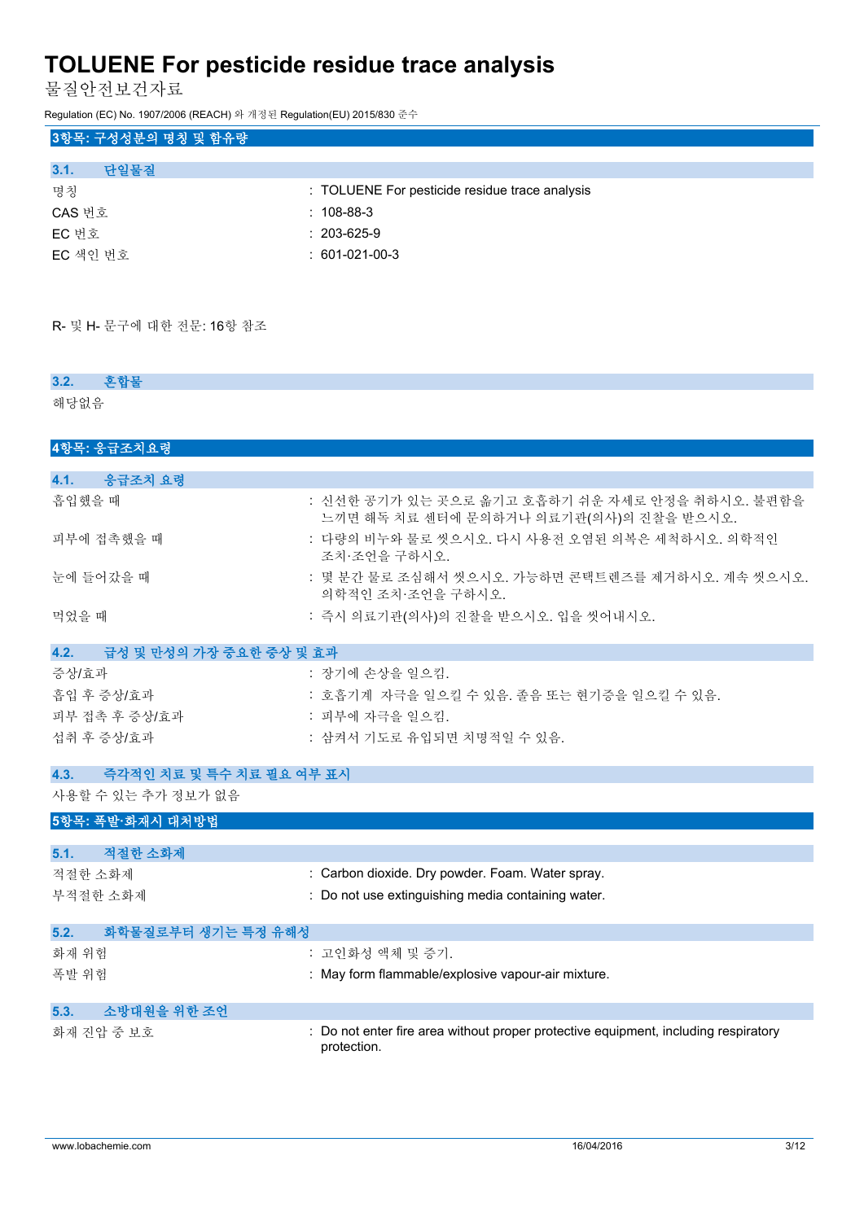## 3항목: 구성성분의 명칭 및 함유량

### 3.1. 단일물질

| | |
|---|---|
| 명칭 | : TOLUENE For pesticide residue trace analysis |
| CAS 번호 | : 108-88-3 |
| EC 번호 | : 203-625-9 |
| EC 색인 번호 | : 601-021-00-3 |

R- 및 H- 문구에 대한 전문: 16항 참조

### 3.2. 혼합물

해당없음

## 4항목: 응급조치요령

### 4.1. 응급조치 요령

| | |
|---|---|
| 흡입했을 때 | : 신선한 공기가 있는 곳으로 옮기고 호흡하기 쉬운 자세로 안정을 취하시오. 불편함을 느끼면 해독 치료 센터에 문의하거나 의료기관(의사)의 진찰을 받으시오. |
| 피부에 접촉했을 때 | : 다량의 비누와 물로 씻으시오. 다시 사용전 오염된 의복은 세척하시오. 의학적인 조치·조언을 구하시오. |
| 눈에 들어갔을 때 | : 몇 분간 물로 조심해서 씻으시오. 가능하면 콘택트렌즈를 제거하시오. 계속 씻으시오. 의학적인 조치·조언을 구하시오. |
| 먹었을 때 | : 즉시 의료기관(의사)의 진찰을 받으시오. 입을 씻어내시오. |

### 4.2. 급성 및 만성의 가장 중요한 증상 및 효과

| | |
|---|---|
| 증상/효과 | : 장기에 손상을 일으킴. |
| 흡입 후 증상/효과 | : 호흡기계 자극을 일으킬 수 있음. 졸음 또는 현기증을 일으킬 수 있음. |
| 피부 접촉 후 증상/효과 | : 피부에 자극을 일으킴. |
| 섭취 후 증상/효과 | : 삼켜서 기도로 유입되면 치명적일 수 있음. |

### 4.3. 즉각적인 치료 및 특수 치료 필요 여부 표시

사용할 수 있는 추가 정보가 없음

## 5항목: 폭발·화재시 대처방법

### 5.1. 적절한 소화제

| | |
|---|---|
| 적절한 소화제 | : Carbon dioxide. Dry powder. Foam. Water spray. |
| 부적절한 소화제 | : Do not use extinguishing media containing water. |

### 5.2. 화학물질로부터 생기는 특정 유해성

| | |
|---|---|
| 화재 위험 | : 고인화성 액체 및 증기. |
| 폭발 위험 | : May form flammable/explosive vapour-air mixture. |

### 5.3. 소방대원을 위한 조언

| | |
|---|---|
| 화재 진압 중 보호 | : Do not enter fire area without proper protective equipment, including respiratory protection. |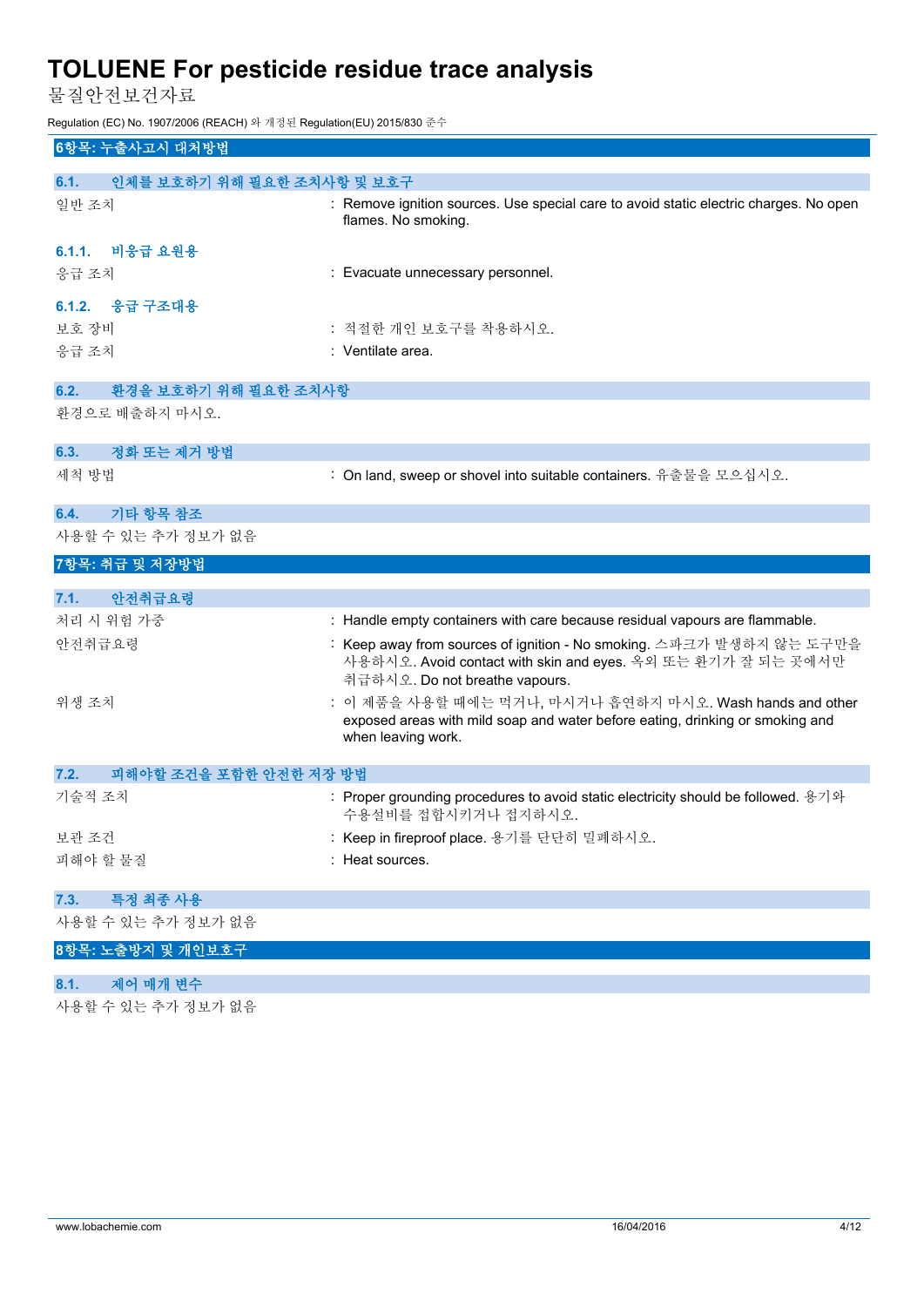## 6항목: 누출사고시 대처방법

### 6.1. 인체를 보호하기 위해 필요한 조치사항 및 보호구

일반 조치 : Remove ignition sources. Use special care to avoid static electric charges. No open flames. No smoking.

#### 6.1.1. 비응급 요원용

응급 조치 : Evacuate unnecessary personnel.

#### 6.1.2. 응급 구조대용

보호 장비 : 적절한 개인 보호구를 착용하시오.

응급 조치 : Ventilate area.

### 6.2. 환경을 보호하기 위해 필요한 조치사항

환경으로 배출하지 마시오.

### 6.3. 정화 또는 제거 방법

세척 방법 : On land, sweep or shovel into suitable containers. 유출물을 모으십시오.

### 6.4. 기타 항목 참조

사용할 수 있는 추가 정보가 없음

## 7항목: 취급 및 저장방법

### 7.1. 안전취급요령

처리 시 위험 가중 : Handle empty containers with care because residual vapours are flammable.

안전취급요령 : Keep away from sources of ignition - No smoking. 스파크가 발생하지 않는 도구만을 사용하시오. Avoid contact with skin and eyes. 옥외 또는 환기가 잘 되는 곳에서만 취급하시오. Do not breathe vapours.

위생 조치 : 이 제품을 사용할 때에는 먹거나, 마시거나 흡연하지 마시오. Wash hands and other exposed areas with mild soap and water before eating, drinking or smoking and when leaving work.

### 7.2. 피해야할 조건을 포함한 안전한 저장 방법

기술적 조치 : Proper grounding procedures to avoid static electricity should be followed. 용기와 수용설비를 접합시키거나 접지하시오.

보관 조건 : Keep in fireproof place. 용기를 단단히 밀폐하시오.

피해야 할 물질 : Heat sources.

### 7.3. 특정 최종 사용

사용할 수 있는 추가 정보가 없음

## 8항목: 노출방지 및 개인보호구

### 8.1. 제어 매개 변수

사용할 수 있는 추가 정보가 없음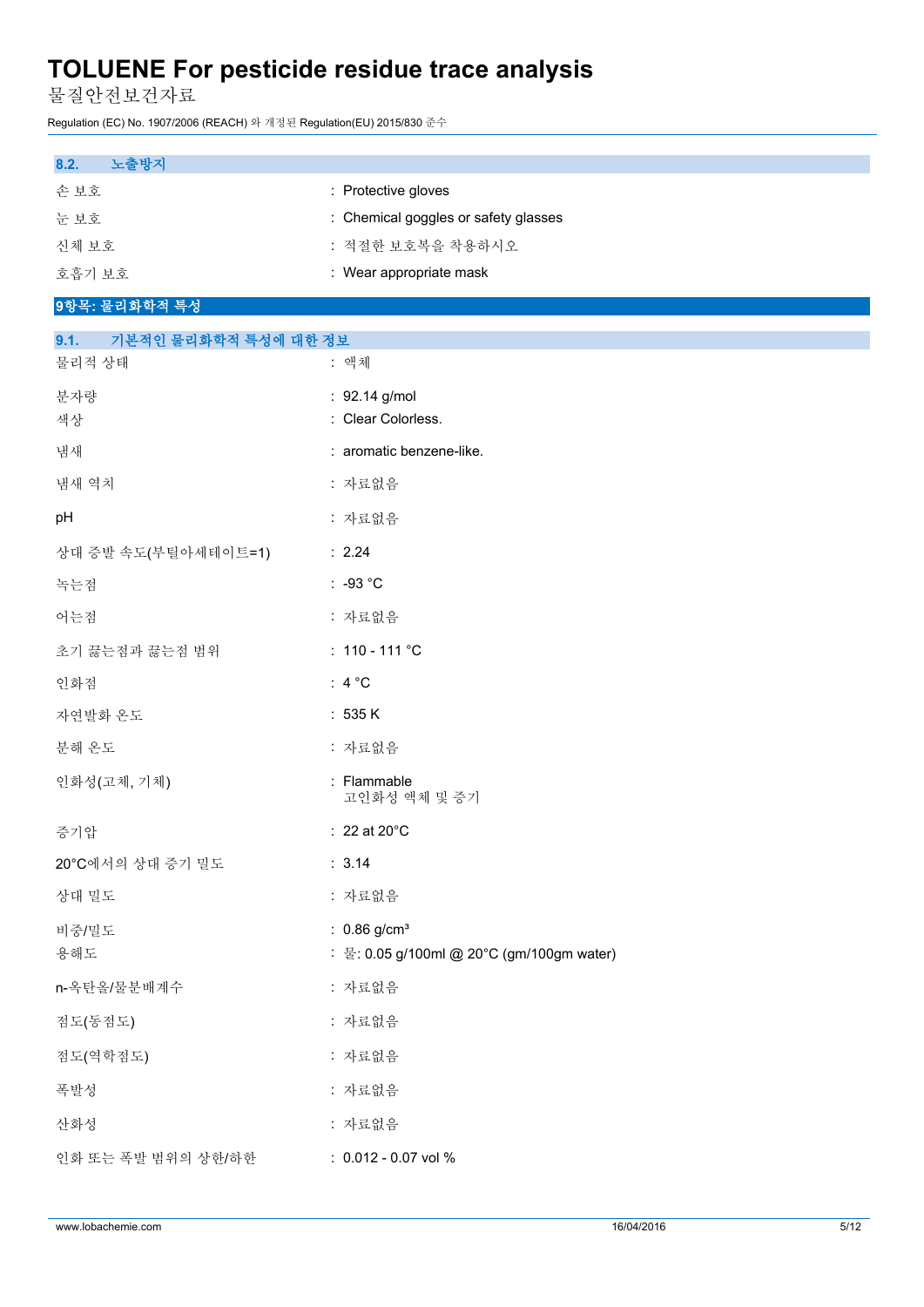### 8.2. 노출방지

| | |
|---|---|
| 손 보호 | : Protective gloves |
| 눈 보호 | : Chemical goggles or safety glasses |
| 신체 보호 | : 적절한 보호복을 착용하시오 |
| 호흡기 보호 | : Wear appropriate mask |

## 9항목: 물리화학적 특성

### 9.1. 기본적인 물리화학적 특성에 대한 정보

| | |
|---|---|
| 물리적 상태 | : 액체 |
| 분자량 | : 92.14 g/mol |
| 색상 | : Clear Colorless. |
| 냄새 | : aromatic benzene-like. |
| 냄새 역치 | : 자료없음 |
| pH | : 자료없음 |
| 상대 증발 속도(부틸아세테이트=1) | : 2.24 |
| 녹는점 | : -93 °C |
| 어는점 | : 자료없음 |
| 초기 끓는점과 끓는점 범위 | : 110 - 111 °C |
| 인화점 | : 4 °C |
| 자연발화 온도 | : 535 K |
| 분해 온도 | : 자료없음 |
| 인화성(고체, 기체) | : Flammable<br>고인화성 액체 및 증기 |
| 증기압 | : 22 at 20°C |
| 20°C에서의 상대 증기 밀도 | : 3.14 |
| 상대 밀도 | : 자료없음 |
| 비중/밀도 | : 0.86 g/cm³ |
| 용해도 | : 물: 0.05 g/100ml @ 20°C (gm/100gm water) |
| n-옥탄올/물분배계수 | : 자료없음 |
| 점도(동점도) | : 자료없음 |
| 점도(역학점도) | : 자료없음 |
| 폭발성 | : 자료없음 |
| 산화성 | : 자료없음 |
| 인화 또는 폭발 범위의 상한/하한 | : 0.012 - 0.07 vol % |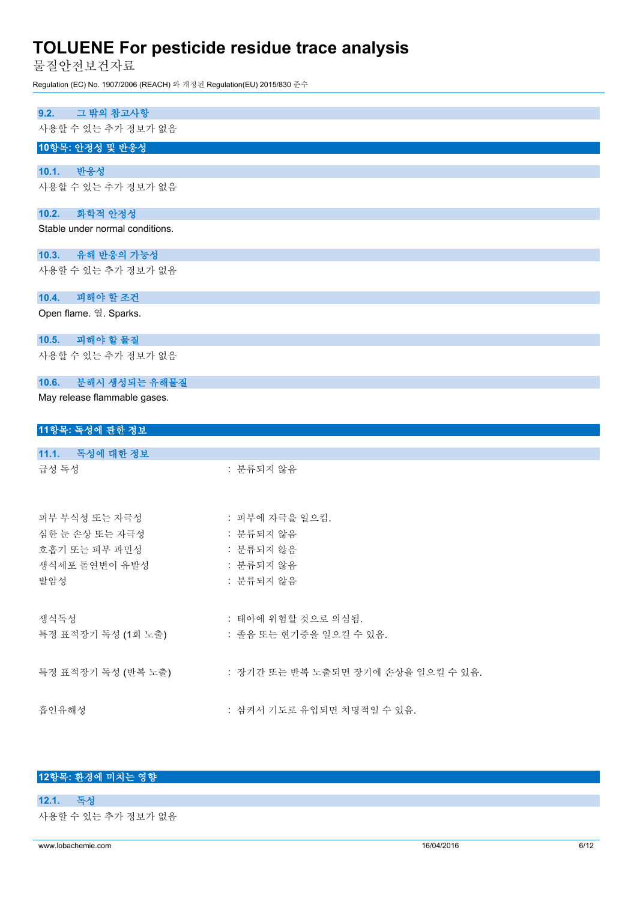### 9.2. 그 밖의 참고사항

사용할 수 있는 추가 정보가 없음

## 10항목: 안정성 및 반응성

### 10.1. 반응성

사용할 수 있는 추가 정보가 없음

### 10.2. 화학적 안정성

Stable under normal conditions.

### 10.3. 유해 반응의 가능성

사용할 수 있는 추가 정보가 없음

### 10.4. 피해야 할 조건

Open flame. 열. Sparks.

### 10.5. 피해야 할 물질

사용할 수 있는 추가 정보가 없음

### 10.6. 분해시 생성되는 유해물질

May release flammable gases.

## 11항목: 독성에 관한 정보

### 11.1. 독성에 대한 정보

| | |
|---|---|
| 급성 독성 | : 분류되지 않음 |
| 피부 부식성 또는 자극성 | : 피부에 자극을 일으킴. |
| 심한 눈 손상 또는 자극성 | : 분류되지 않음 |
| 호흡기 또는 피부 과민성 | : 분류되지 않음 |
| 생식세포 돌연변이 유발성 | : 분류되지 않음 |
| 발암성 | : 분류되지 않음 |
| 생식독성 | : 태아에 위험할 것으로 의심됨. |
| 특정 표적장기 독성 (1회 노출) | : 졸음 또는 현기증을 일으킬 수 있음. |
| 특정 표적장기 독성 (반복 노출) | : 장기간 또는 반복 노출되면 장기에 손상을 일으킬 수 있음. |
| 흡인유해성 | : 삼켜서 기도로 유입되면 치명적일 수 있음. |

## 12항목: 환경에 미치는 영향

### 12.1. 독성

사용할 수 있는 추가 정보가 없음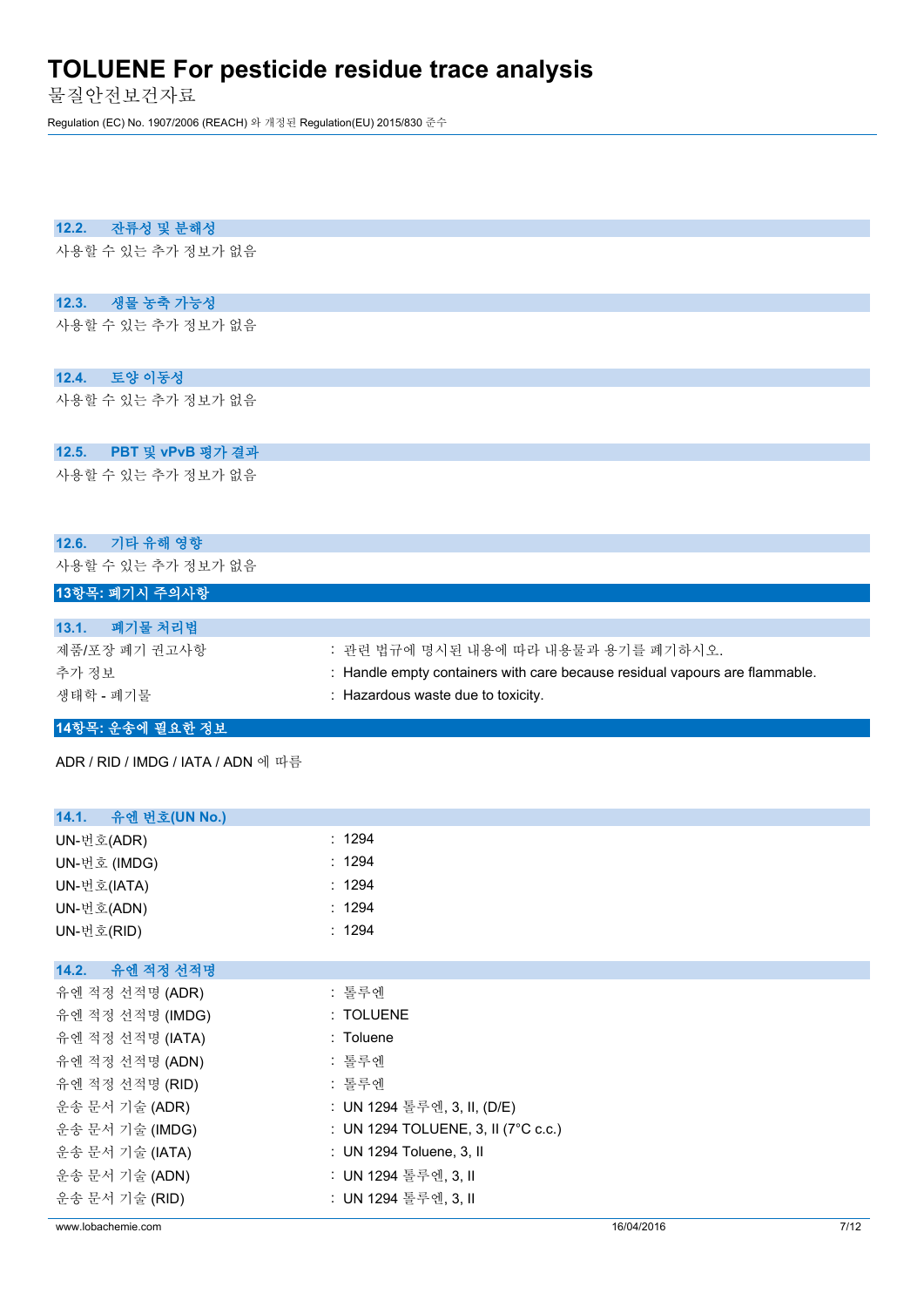### 12.2. 잔류성 및 분해성

사용할 수 있는 추가 정보가 없음

### 12.3. 생물 농축 가능성

사용할 수 있는 추가 정보가 없음

### 12.4. 토양 이동성

사용할 수 있는 추가 정보가 없음

### 12.5. PBT 및 vPvB 평가 결과

사용할 수 있는 추가 정보가 없음

### 12.6. 기타 유해 영향

사용할 수 있는 추가 정보가 없음

## 13항목: 폐기시 주의사항

### 13.1. 폐기물 처리법

| | |
|---|---|
| 제품/포장 폐기 권고사항 | : 관련 법규에 명시된 내용에 따라 내용물과 용기를 폐기하시오. |
| 추가 정보 | : Handle empty containers with care because residual vapours are flammable. |
| 생태학 - 폐기물 | : Hazardous waste due to toxicity. |

## 14항목: 운송에 필요한 정보

ADR / RID / IMDG / IATA / ADN 에 따름

### 14.1. 유엔 번호(UN No.)

| | |
|---|---|
| UN-번호(ADR) | : 1294 |
| UN-번호 (IMDG) | : 1294 |
| UN-번호(IATA) | : 1294 |
| UN-번호(ADN) | : 1294 |
| UN-번호(RID) | : 1294 |

### 14.2. 유엔 적정 선적명

| | |
|---|---|
| 유엔 적정 선적명 (ADR) | : 톨루엔 |
| 유엔 적정 선적명 (IMDG) | : TOLUENE |
| 유엔 적정 선적명 (IATA) | : Toluene |
| 유엔 적정 선적명 (ADN) | : 톨루엔 |
| 유엔 적정 선적명 (RID) | : 톨루엔 |
| 운송 문서 기술 (ADR) | : UN 1294 톨루엔, 3, II, (D/E) |
| 운송 문서 기술 (IMDG) | : UN 1294 TOLUENE, 3, II (7°C c.c.) |
| 운송 문서 기술 (IATA) | : UN 1294 Toluene, 3, II |
| 운송 문서 기술 (ADN) | : UN 1294 톨루엔, 3, II |
| 운송 문서 기술 (RID) | : UN 1294 톨루엔, 3, II |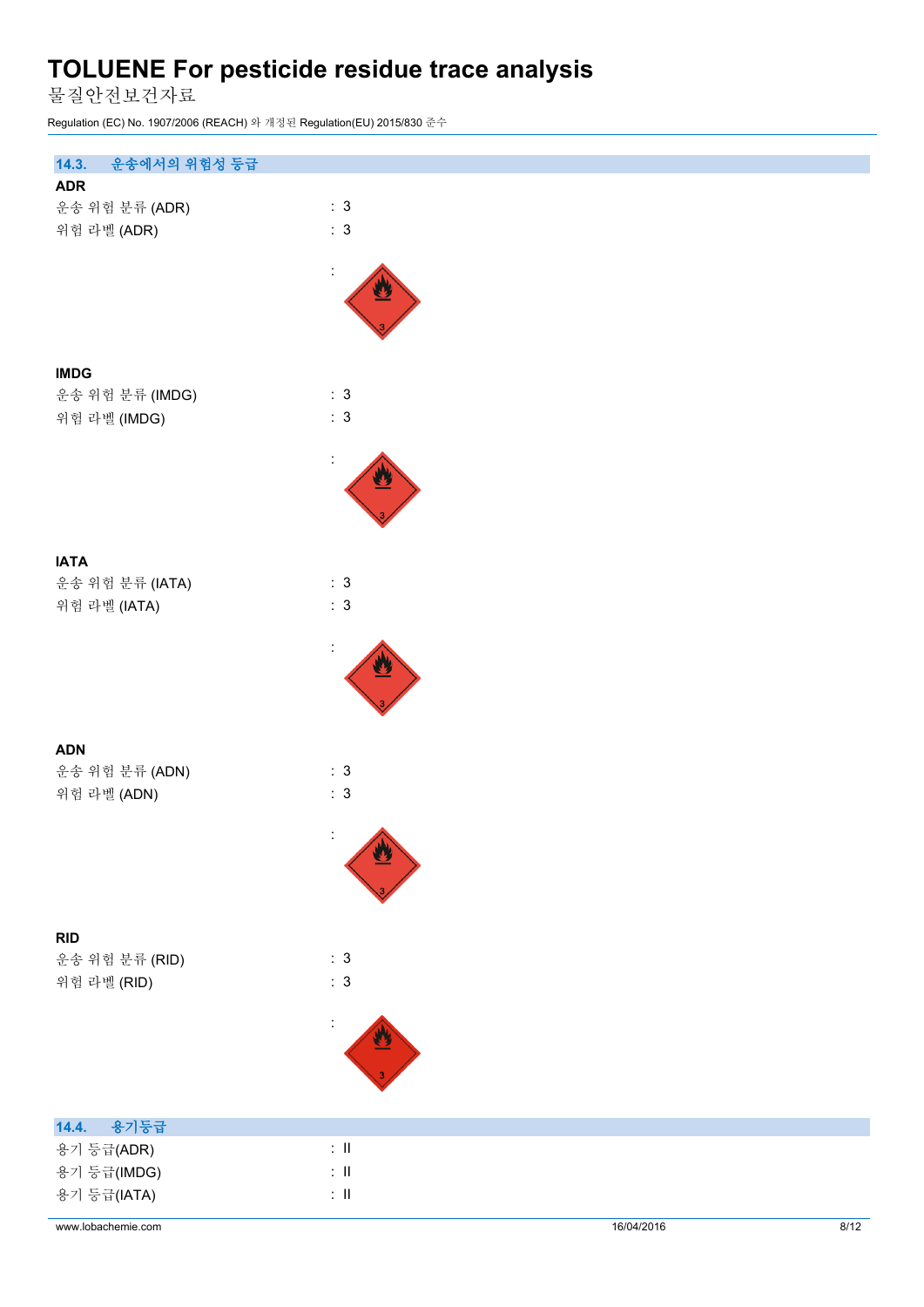### 14.3. 운송에서의 위험성 등급

**ADR**

| | |
|---|---|
| 운송 위험 분류 (ADR) | : 3 |
| 위험 라벨 (ADR) | : 3 |
| | : |

**IMDG**

| | |
|---|---|
| 운송 위험 분류 (IMDG) | : 3 |
| 위험 라벨 (IMDG) | : 3 |
| | : |

**IATA**

| | |
|---|---|
| 운송 위험 분류 (IATA) | : 3 |
| 위험 라벨 (IATA) | : 3 |
| | : |

**ADN**

| | |
|---|---|
| 운송 위험 분류 (ADN) | : 3 |
| 위험 라벨 (ADN) | : 3 |
| | : |

**RID**

| | |
|---|---|
| 운송 위험 분류 (RID) | : 3 |
| 위험 라벨 (RID) | : 3 |
| | : |

### 14.4. 용기등급

| | |
|---|---|
| 용기 등급(ADR) | : II |
| 용기 등급(IMDG) | : II |
| 용기 등급(IATA) | : II |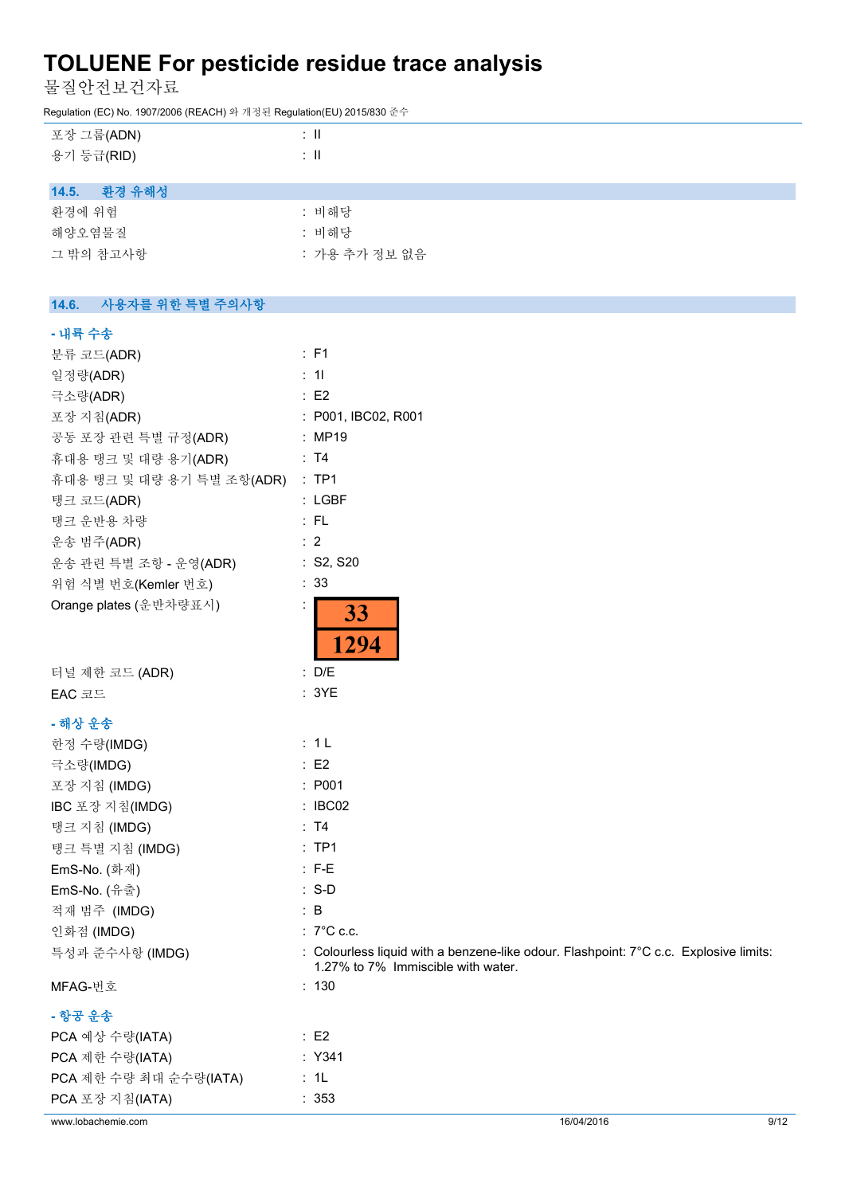| | |
|---|---|
| 포장 그룹(ADN) | : II |
| 용기 등급(RID) | : II |

## 14.5. 환경 유해성

| | |
|---|---|
| 환경에 위험 | : 비해당 |
| 해양오염물질 | : 비해당 |
| 그 밖의 참고사항 | : 가용 추가 정보 없음 |

## 14.6. 사용자를 위한 특별 주의사항

### - 내륙 수송

| | |
|---|---|
| 분류 코드(ADR) | : F1 |
| 일정량(ADR) | : 1l |
| 극소량(ADR) | : E2 |
| 포장 지침(ADR) | : P001, IBC02, R001 |
| 공동 포장 관련 특별 규정(ADR) | : MP19 |
| 휴대용 탱크 및 대량 용기(ADR) | : T4 |
| 휴대용 탱크 및 대량 용기 특별 조항(ADR) | : TP1 |
| 탱크 코드(ADR) | : LGBF |
| 탱크 운반용 차량 | : FL |
| 운송 범주(ADR) | : 2 |
| 운송 관련 특별 조항 - 운영(ADR) | : S2, S20 |
| 위험 식별 번호(Kemler 번호) | : 33 |
| Orange plates (운반차량표시) | : 33 / 1294 |
| 터널 제한 코드 (ADR) | : D/E |
| EAC 코드 | : 3YE |

### - 해상 운송

| | |
|---|---|
| 한정 수량(IMDG) | : 1 L |
| 극소량(IMDG) | : E2 |
| 포장 지침 (IMDG) | : P001 |
| IBC 포장 지침(IMDG) | : IBC02 |
| 탱크 지침 (IMDG) | : T4 |
| 탱크 특별 지침 (IMDG) | : TP1 |
| EmS-No. (화재) | : F-E |
| EmS-No. (유출) | : S-D |
| 적재 범주 (IMDG) | : B |
| 인화점 (IMDG) | : 7°C c.c. |
| 특성과 준수사항 (IMDG) | : Colourless liquid with a benzene-like odour. Flashpoint: 7°C c.c. Explosive limits: 1.27% to 7% Immiscible with water. |
| MFAG-번호 | : 130 |

### - 항공 운송

| | |
|---|---|
| PCA 예상 수량(IATA) | : E2 |
| PCA 제한 수량(IATA) | : Y341 |
| PCA 제한 수량 최대 순수량(IATA) | : 1L |
| PCA 포장 지침(IATA) | : 353 |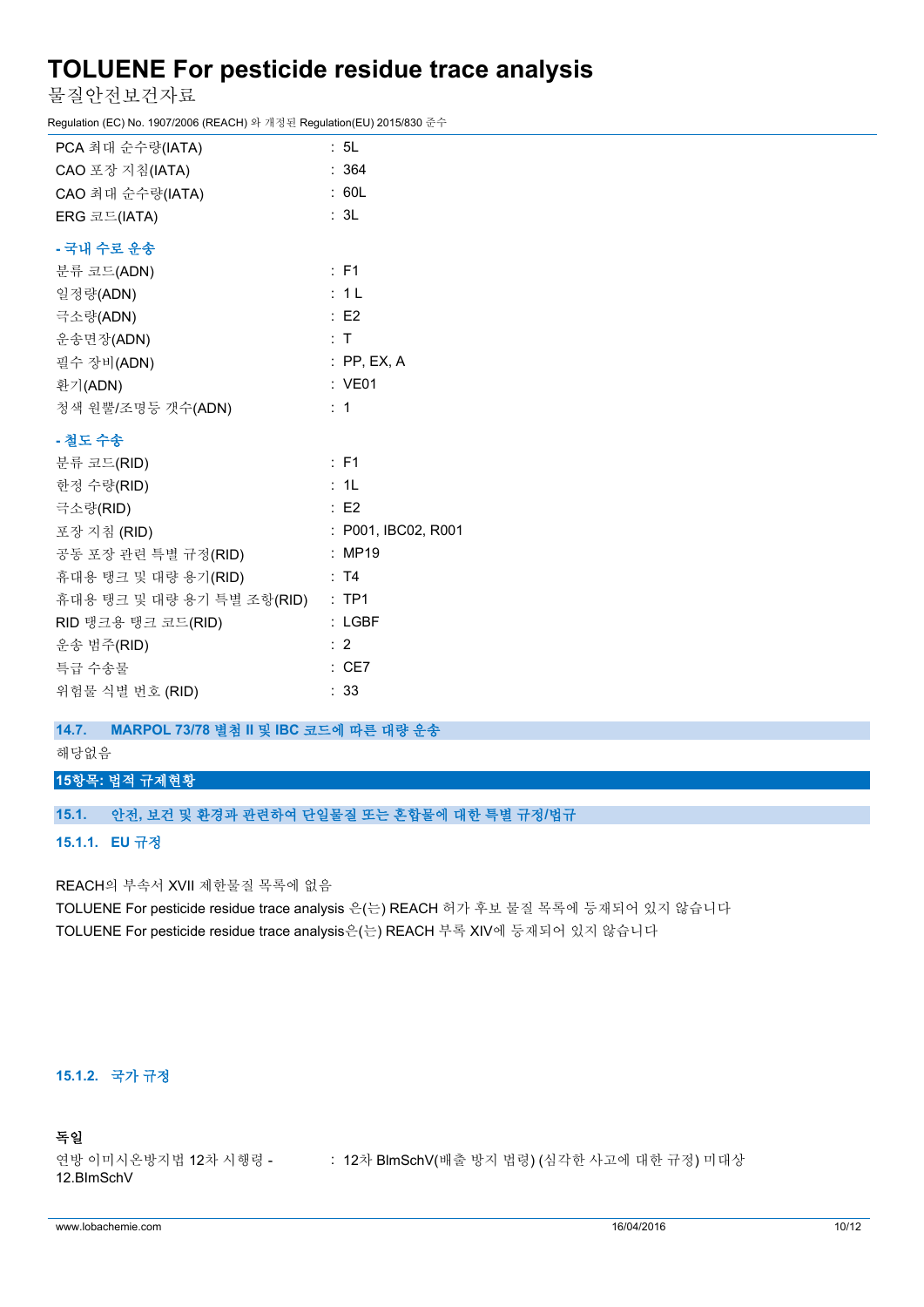| | | |
|---|---|---|
| PCA 최대 순수량(IATA) | : | 5L |
| CAO 포장 지침(IATA) | : | 364 |
| CAO 최대 순수량(IATA) | : | 60L |
| ERG 코드(IATA) | : | 3L |

**- 국내 수로 운송**

| | | |
|---|---|---|
| 분류 코드(ADN) | : | F1 |
| 일정량(ADN) | : | 1 L |
| 극소량(ADN) | : | E2 |
| 운송면장(ADN) | : | T |
| 필수 장비(ADN) | : | PP, EX, A |
| 환기(ADN) | : | VE01 |
| 청색 원뿔/조명등 갯수(ADN) | : | 1 |

**- 철도 수송**

| | | |
|---|---|---|
| 분류 코드(RID) | : | F1 |
| 한정 수량(RID) | : | 1L |
| 극소량(RID) | : | E2 |
| 포장 지침 (RID) | : | P001, IBC02, R001 |
| 공동 포장 관련 특별 규정(RID) | : | MP19 |
| 휴대용 탱크 및 대량 용기(RID) | : | T4 |
| 휴대용 탱크 및 대량 용기 특별 조항(RID) | : | TP1 |
| RID 탱크용 탱크 코드(RID) | : | LGBF |
| 운송 범주(RID) | : | 2 |
| 특급 수송물 | : | CE7 |
| 위험물 식별 번호 (RID) | : | 33 |

### 14.7. MARPOL 73/78 별첨 II 및 IBC 코드에 따른 대량 운송

해당없음

## 15항목: 법적 규제현황

### 15.1. 안전, 보건 및 환경과 관련하여 단일물질 또는 혼합물에 대한 특별 규정/법규

#### 15.1.1. EU 규정

REACH의 부속서 XVII 제한물질 목록에 없음

TOLUENE For pesticide residue trace analysis 은(는) REACH 허가 후보 물질 목록에 등재되어 있지 않습니다

TOLUENE For pesticide residue trace analysis은(는) REACH 부록 XIV에 등재되어 있지 않습니다

#### 15.1.2. 국가 규정

**독일**

| | | |
|---|---|---|
| 연방 이미시온방지법 12차 시행령 - 12.BImSchV | : | 12차 BImSchV(배출 방지 법령) (심각한 사고에 대한 규정) 미대상 |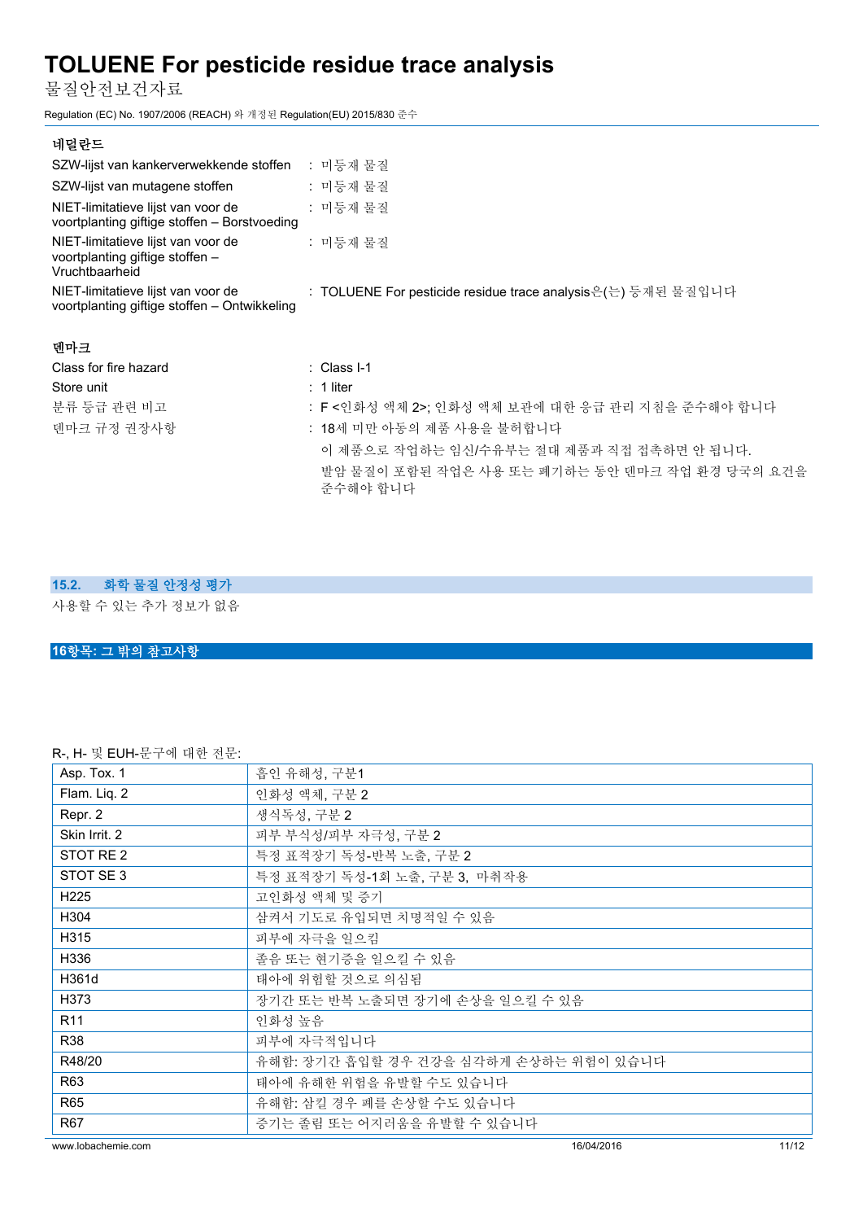**네덜란드**

| | |
|---|---|
| SZW-lijst van kankerverwekkende stoffen | : 미등재 물질 |
| SZW-lijst van mutagene stoffen | : 미등재 물질 |
| NIET-limitatieve lijst van voor de voortplanting giftige stoffen – Borstvoeding | : 미등재 물질 |
| NIET-limitatieve lijst van voor de voortplanting giftige stoffen – Vruchtbaarheid | : 미등재 물질 |
| NIET-limitatieve lijst van voor de voortplanting giftige stoffen – Ontwikkeling | : TOLUENE For pesticide residue trace analysis은(는) 등재된 물질입니다 |

**덴마크**

| | |
|---|---|
| Class for fire hazard | : Class I-1 |
| Store unit | : 1 liter |
| 분류 등급 관련 비고 | : F <인화성 액체 2>; 인화성 액체 보관에 대한 응급 관리 지침을 준수해야 합니다 |
| 덴마크 규정 권장사항 | : 18세 미만 아동의 제품 사용을 불허합니다<br>이 제품으로 작업하는 임신/수유부는 절대 제품과 직접 접촉하면 안 됩니다.<br>발암 물질이 포함된 작업은 사용 또는 폐기하는 동안 덴마크 작업 환경 당국의 요건을 준수해야 합니다 |

## 15.2. 화학 물질 안정성 평가

사용할 수 있는 추가 정보가 없음

## 16항목: 그 밖의 참고사항

R-, H- 및 EUH-문구에 대한 전문:

| | |
|---|---|
| Asp. Tox. 1 | 흡인 유해성, 구분1 |
| Flam. Liq. 2 | 인화성 액체, 구분 2 |
| Repr. 2 | 생식독성, 구분 2 |
| Skin Irrit. 2 | 피부 부식성/피부 자극성, 구분 2 |
| STOT RE 2 | 특정 표적장기 독성-반복 노출, 구분 2 |
| STOT SE 3 | 특정 표적장기 독성-1회 노출, 구분 3, 마취작용 |
| H225 | 고인화성 액체 및 증기 |
| H304 | 삼켜서 기도로 유입되면 치명적일 수 있음 |
| H315 | 피부에 자극을 일으킴 |
| H336 | 졸음 또는 현기증을 일으킬 수 있음 |
| H361d | 태아에 위험할 것으로 의심됨 |
| H373 | 장기간 또는 반복 노출되면 장기에 손상을 일으킬 수 있음 |
| R11 | 인화성 높음 |
| R38 | 피부에 자극적입니다 |
| R48/20 | 유해함: 장기간 흡입할 경우 건강을 심각하게 손상하는 위험이 있습니다 |
| R63 | 태아에 유해한 위험을 유발할 수도 있습니다 |
| R65 | 유해함: 삼킬 경우 폐를 손상할 수도 있습니다 |
| R67 | 증기는 졸림 또는 어지러움을 유발할 수 있습니다 |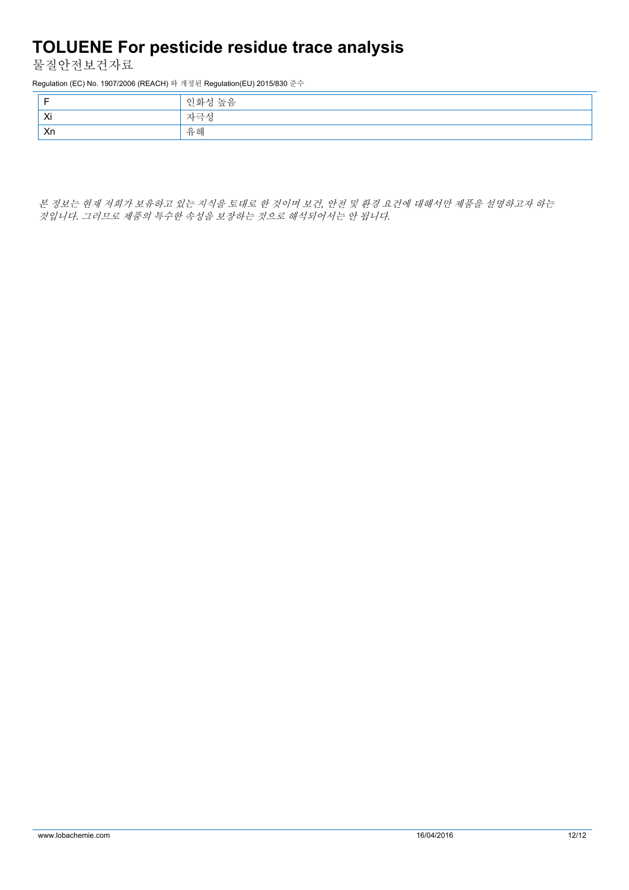| | |
|---|---|
| F | 인화성 높음 |
| Xi | 자극성 |
| Xn | 유해 |

*본 정보는 현재 저희가 보유하고 있는 지식을 토대로 한 것이며 보건, 안전 및 환경 요건에 대해서만 제품을 설명하고자 하는 것입니다. 그러므로 제품의 특수한 속성을 보장하는 것으로 해석되어서는 안 됩니다.*